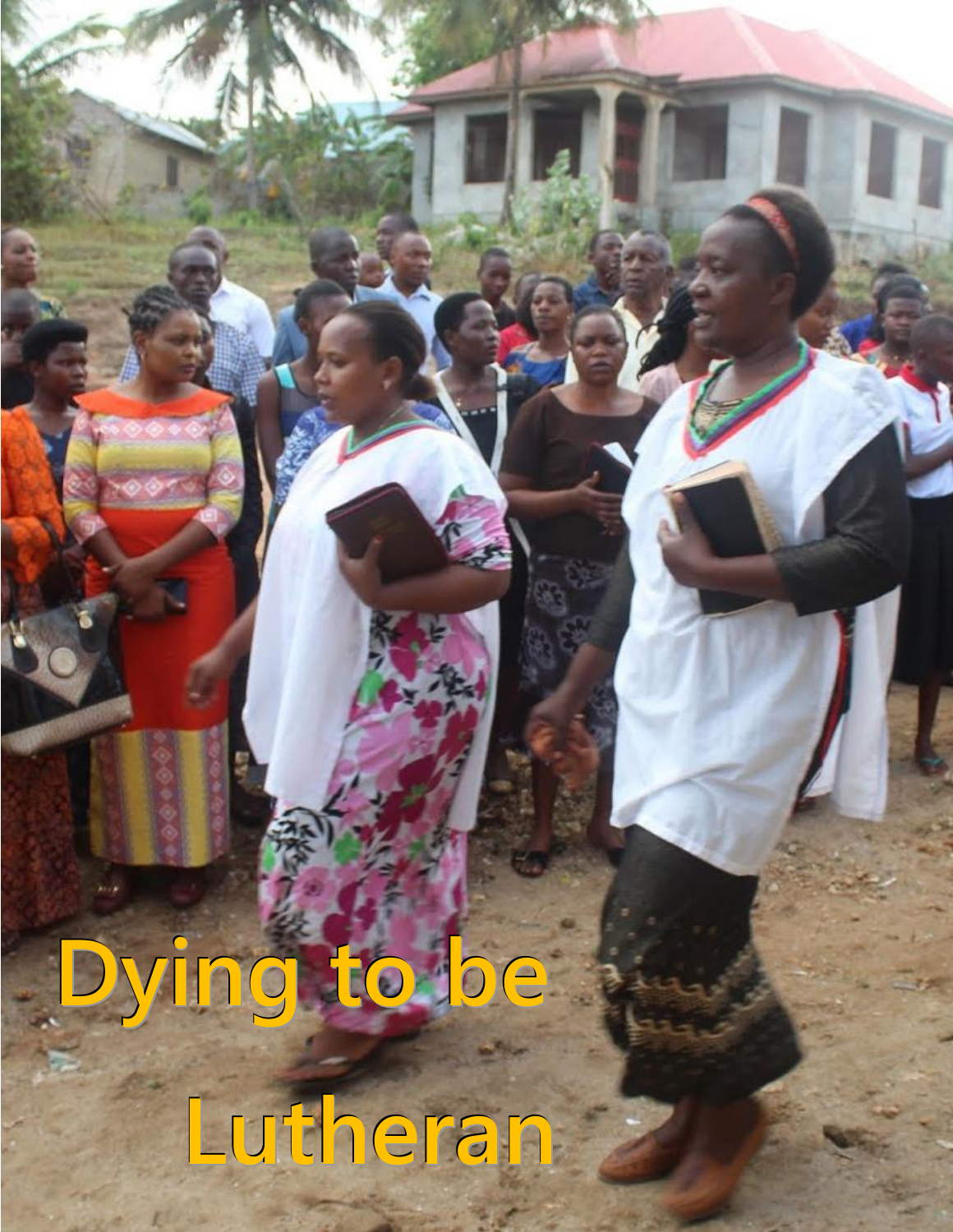# Dying to be Lutheran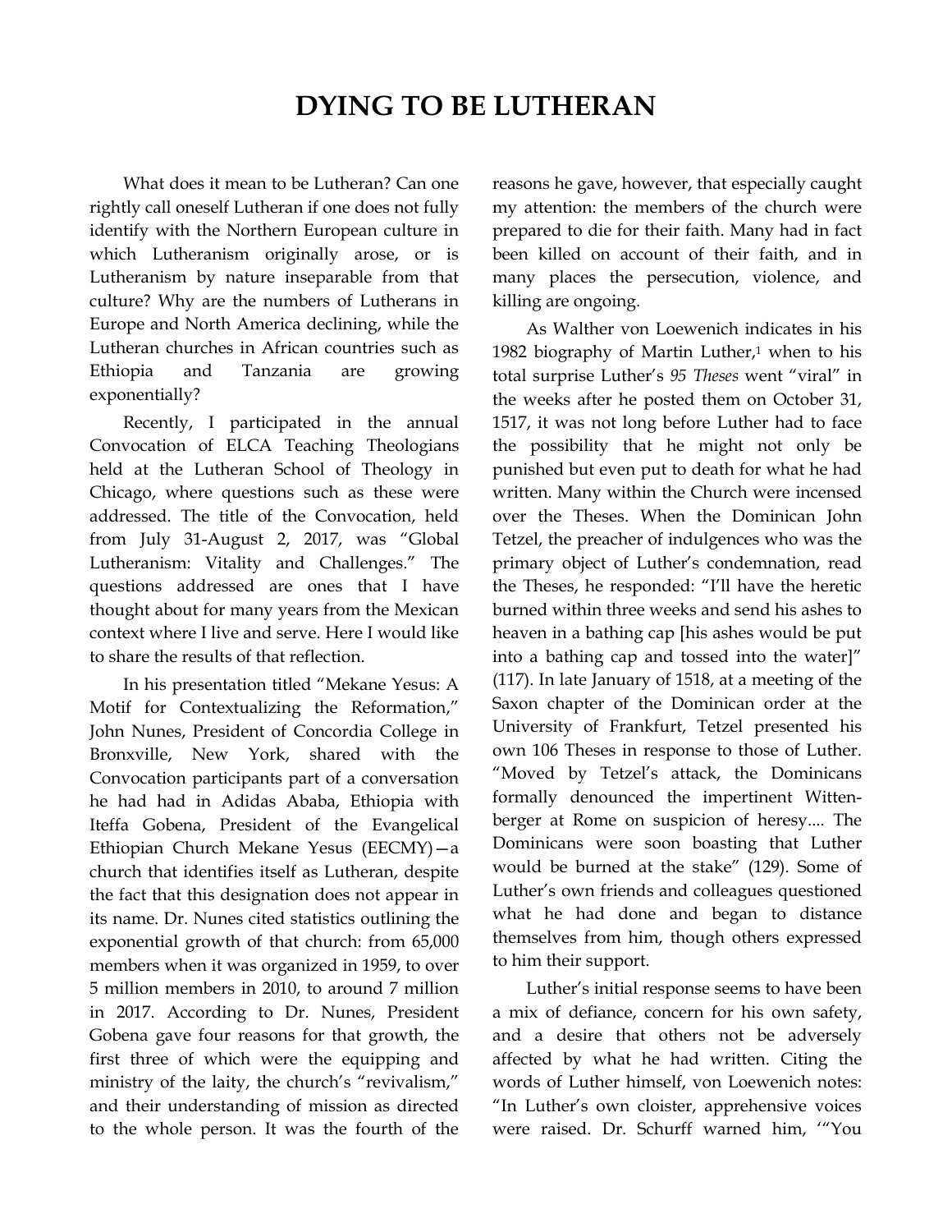# DYING TO BE LUTHERAN

What does it mean to be Lutheran? Can one rightly call oneself Lutheran if one does not fully identify with the Northern European culture in which Lutheranism originally arose, or is Lutheranism by nature inseparable from that culture? Why are the numbers of Lutherans in Europe and North America declining, while the Lutheran churches in African countries such as Ethiopia and Tanzania are growing exponentially?

Recently, I participated in the annual Convocation of ELCA Teaching Theologians held at the Lutheran School of Theology in Chicago, where questions such as these were addressed. The title of the Convocation, held from July 31-August 2, 2017, was "Global Lutheranism: Vitality and Challenges." The questions addressed are ones that I have thought about for many years from the Mexican context where I live and serve. Here I would like to share the results of that reflection.

In his presentation titled "Mekane Yesus: A Motif for Contextualizing the Reformation," John Nunes, President of Concordia College in Bronxville, New York, shared with the Convocation participants part of a conversation he had had in Adidas Ababa, Ethiopia with Iteffa Gobena, President of the Evangelical Ethiopian Church Mekane Yesus (EECMY)—a church that identifies itself as Lutheran, despite the fact that this designation does not appear in its name. Dr. Nunes cited statistics outlining the exponential growth of that church: from 65,000 members when it was organized in 1959, to over 5 million members in 2010, to around 7 million in 2017. According to Dr. Nunes, President Gobena gave four reasons for that growth, the first three of which were the equipping and ministry of the laity, the church's "revivalism," and their understanding of mission as directed to the whole person. It was the fourth of the reasons he gave, however, that especially caught my attention: the members of the church were prepared to die for their faith. Many had in fact been killed on account of their faith, and in many places the persecution, violence, and killing are ongoing.

As Walther von Loewenich indicates in his 1982 biography of Martin Luther,[1] when to his total surprise Luther's *95 Theses* went "viral" in the weeks after he posted them on October 31, 1517, it was not long before Luther had to face the possibility that he might not only be punished but even put to death for what he had written. Many within the Church were incensed over the Theses. When the Dominican John Tetzel, the preacher of indulgences who was the primary object of Luther's condemnation, read the Theses, he responded: "I'll have the heretic burned within three weeks and send his ashes to heaven in a bathing cap [his ashes would be put into a bathing cap and tossed into the water]" (117). In late January of 1518, at a meeting of the Saxon chapter of the Dominican order at the University of Frankfurt, Tetzel presented his own 106 Theses in response to those of Luther. "Moved by Tetzel's attack, the Dominicans formally denounced the impertinent Wittenberger at Rome on suspicion of heresy.... The Dominicans were soon boasting that Luther would be burned at the stake" (129). Some of Luther's own friends and colleagues questioned what he had done and began to distance themselves from him, though others expressed to him their support.

Luther's initial response seems to have been a mix of defiance, concern for his own safety, and a desire that others not be adversely affected by what he had written. Citing the words of Luther himself, von Loewenich notes: "In Luther's own cloister, apprehensive voices were raised. Dr. Schurff warned him, '"You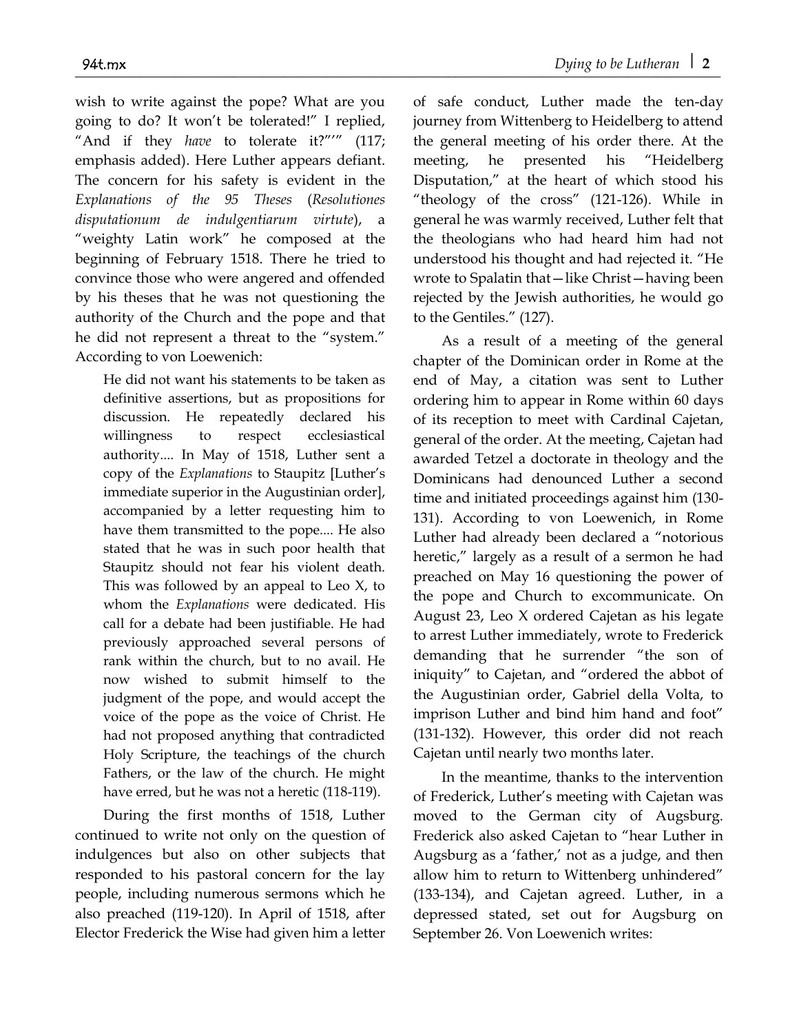wish to write against the pope? What are you going to do? It won't be tolerated!" I replied, "And if they *have* to tolerate it?"'" (117; emphasis added). Here Luther appears defiant. The concern for his safety is evident in the *Explanations of the 95 Theses* (*Resolutiones disputationum de indulgentiarum virtute*), a "weighty Latin work" he composed at the beginning of February 1518. There he tried to convince those who were angered and offended by his theses that he was not questioning the authority of the Church and the pope and that he did not represent a threat to the "system." According to von Loewenich:

> He did not want his statements to be taken as definitive assertions, but as propositions for discussion. He repeatedly declared his willingness to respect ecclesiastical authority.... In May of 1518, Luther sent a copy of the *Explanations* to Staupitz [Luther's immediate superior in the Augustinian order], accompanied by a letter requesting him to have them transmitted to the pope.... He also stated that he was in such poor health that Staupitz should not fear his violent death. This was followed by an appeal to Leo X, to whom the *Explanations* were dedicated. His call for a debate had been justifiable. He had previously approached several persons of rank within the church, but to no avail. He now wished to submit himself to the judgment of the pope, and would accept the voice of the pope as the voice of Christ. He had not proposed anything that contradicted Holy Scripture, the teachings of the church Fathers, or the law of the church. He might have erred, but he was not a heretic (118-119).

During the first months of 1518, Luther continued to write not only on the question of indulgences but also on other subjects that responded to his pastoral concern for the lay people, including numerous sermons which he also preached (119-120). In April of 1518, after Elector Frederick the Wise had given him a letter of safe conduct, Luther made the ten-day journey from Wittenberg to Heidelberg to attend the general meeting of his order there. At the meeting, he presented his "Heidelberg Disputation," at the heart of which stood his "theology of the cross" (121-126). While in general he was warmly received, Luther felt that the theologians who had heard him had not understood his thought and had rejected it. "He wrote to Spalatin that—like Christ—having been rejected by the Jewish authorities, he would go to the Gentiles." (127).

As a result of a meeting of the general chapter of the Dominican order in Rome at the end of May, a citation was sent to Luther ordering him to appear in Rome within 60 days of its reception to meet with Cardinal Cajetan, general of the order. At the meeting, Cajetan had awarded Tetzel a doctorate in theology and the Dominicans had denounced Luther a second time and initiated proceedings against him (130-131). According to von Loewenich, in Rome Luther had already been declared a "notorious heretic," largely as a result of a sermon he had preached on May 16 questioning the power of the pope and Church to excommunicate. On August 23, Leo X ordered Cajetan as his legate to arrest Luther immediately, wrote to Frederick demanding that he surrender "the son of iniquity" to Cajetan, and "ordered the abbot of the Augustinian order, Gabriel della Volta, to imprison Luther and bind him hand and foot" (131-132). However, this order did not reach Cajetan until nearly two months later.

In the meantime, thanks to the intervention of Frederick, Luther's meeting with Cajetan was moved to the German city of Augsburg. Frederick also asked Cajetan to "hear Luther in Augsburg as a 'father,' not as a judge, and then allow him to return to Wittenberg unhindered" (133-134), and Cajetan agreed. Luther, in a depressed stated, set out for Augsburg on September 26. Von Loewenich writes: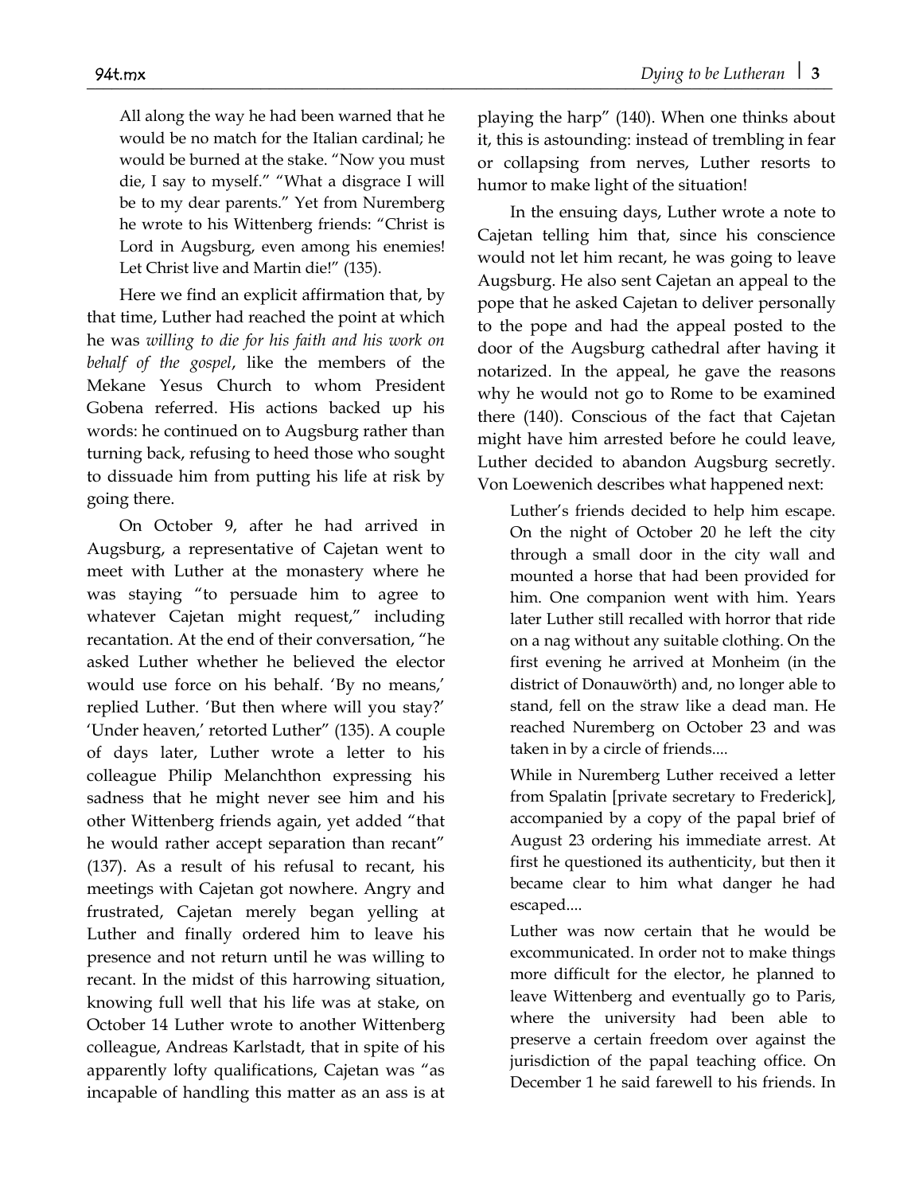> All along the way he had been warned that he would be no match for the Italian cardinal; he would be burned at the stake. "Now you must die, I say to myself." "What a disgrace I will be to my dear parents." Yet from Nuremberg he wrote to his Wittenberg friends: "Christ is Lord in Augsburg, even among his enemies! Let Christ live and Martin die!" (135).

Here we find an explicit affirmation that, by that time, Luther had reached the point at which he was *willing to die for his faith and his work on behalf of the gospel*, like the members of the Mekane Yesus Church to whom President Gobena referred. His actions backed up his words: he continued on to Augsburg rather than turning back, refusing to heed those who sought to dissuade him from putting his life at risk by going there.

On October 9, after he had arrived in Augsburg, a representative of Cajetan went to meet with Luther at the monastery where he was staying "to persuade him to agree to whatever Cajetan might request," including recantation. At the end of their conversation, "he asked Luther whether he believed the elector would use force on his behalf. 'By no means,' replied Luther. 'But then where will you stay?' 'Under heaven,' retorted Luther" (135). A couple of days later, Luther wrote a letter to his colleague Philip Melanchthon expressing his sadness that he might never see him and his other Wittenberg friends again, yet added "that he would rather accept separation than recant" (137). As a result of his refusal to recant, his meetings with Cajetan got nowhere. Angry and frustrated, Cajetan merely began yelling at Luther and finally ordered him to leave his presence and not return until he was willing to recant. In the midst of this harrowing situation, knowing full well that his life was at stake, on October 14 Luther wrote to another Wittenberg colleague, Andreas Karlstadt, that in spite of his apparently lofty qualifications, Cajetan was "as incapable of handling this matter as an ass is at playing the harp" (140). When one thinks about it, this is astounding: instead of trembling in fear or collapsing from nerves, Luther resorts to humor to make light of the situation!

In the ensuing days, Luther wrote a note to Cajetan telling him that, since his conscience would not let him recant, he was going to leave Augsburg. He also sent Cajetan an appeal to the pope that he asked Cajetan to deliver personally to the pope and had the appeal posted to the door of the Augsburg cathedral after having it notarized. In the appeal, he gave the reasons why he would not go to Rome to be examined there (140). Conscious of the fact that Cajetan might have him arrested before he could leave, Luther decided to abandon Augsburg secretly. Von Loewenich describes what happened next:

> Luther's friends decided to help him escape. On the night of October 20 he left the city through a small door in the city wall and mounted a horse that had been provided for him. One companion went with him. Years later Luther still recalled with horror that ride on a nag without any suitable clothing. On the first evening he arrived at Monheim (in the district of Donauwörth) and, no longer able to stand, fell on the straw like a dead man. He reached Nuremberg on October 23 and was taken in by a circle of friends....
>
> While in Nuremberg Luther received a letter from Spalatin [private secretary to Frederick], accompanied by a copy of the papal brief of August 23 ordering his immediate arrest. At first he questioned its authenticity, but then it became clear to him what danger he had escaped....
>
> Luther was now certain that he would be excommunicated. In order not to make things more difficult for the elector, he planned to leave Wittenberg and eventually go to Paris, where the university had been able to preserve a certain freedom over against the jurisdiction of the papal teaching office. On December 1 he said farewell to his friends. In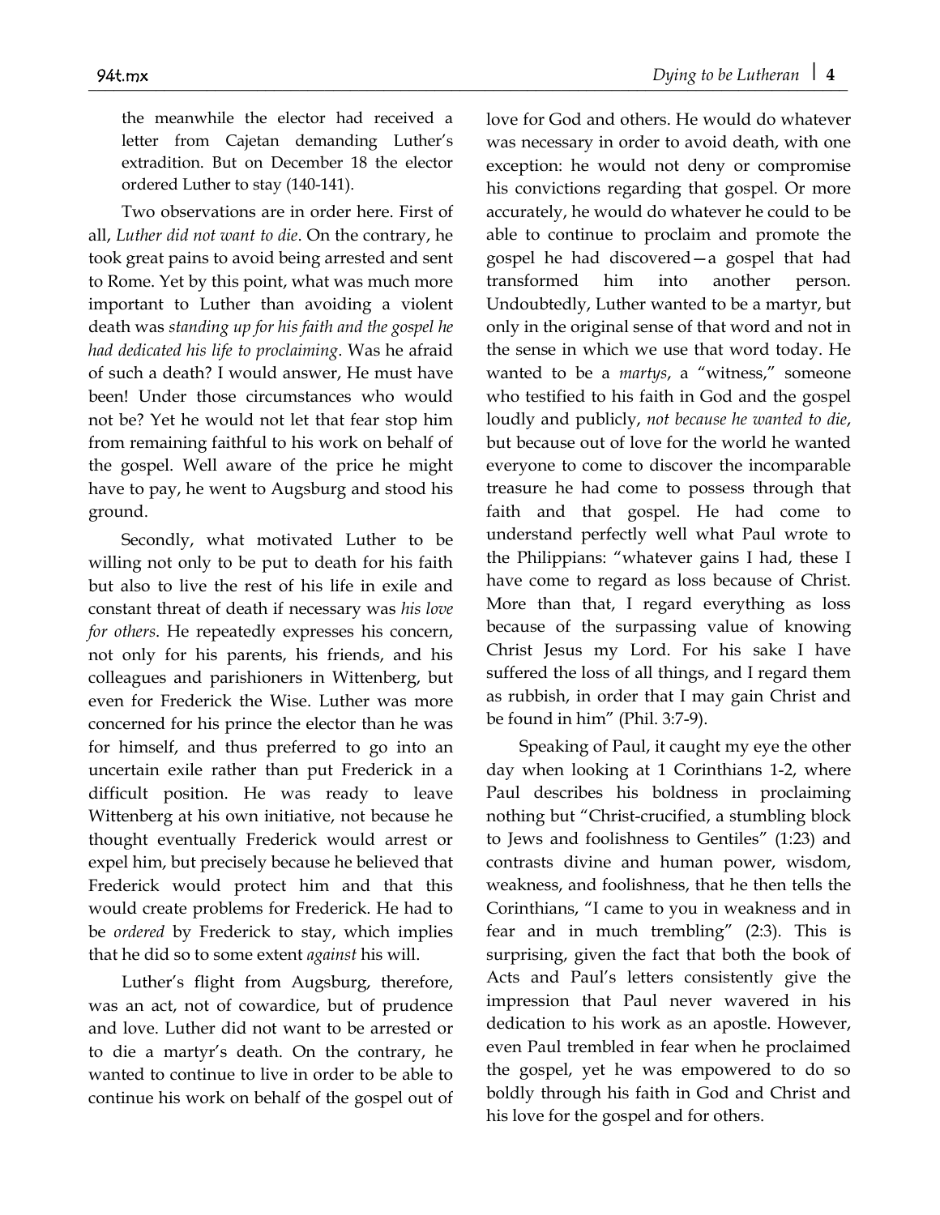the meanwhile the elector had received a letter from Cajetan demanding Luther's extradition. But on December 18 the elector ordered Luther to stay (140-141).

Two observations are in order here. First of all, *Luther did not want to die*. On the contrary, he took great pains to avoid being arrested and sent to Rome. Yet by this point, what was much more important to Luther than avoiding a violent death was *standing up for his faith and the gospel he had dedicated his life to proclaiming*. Was he afraid of such a death? I would answer, He must have been! Under those circumstances who would not be? Yet he would not let that fear stop him from remaining faithful to his work on behalf of the gospel. Well aware of the price he might have to pay, he went to Augsburg and stood his ground.

Secondly, what motivated Luther to be willing not only to be put to death for his faith but also to live the rest of his life in exile and constant threat of death if necessary was *his love for others*. He repeatedly expresses his concern, not only for his parents, his friends, and his colleagues and parishioners in Wittenberg, but even for Frederick the Wise. Luther was more concerned for his prince the elector than he was for himself, and thus preferred to go into an uncertain exile rather than put Frederick in a difficult position. He was ready to leave Wittenberg at his own initiative, not because he thought eventually Frederick would arrest or expel him, but precisely because he believed that Frederick would protect him and that this would create problems for Frederick. He had to be *ordered* by Frederick to stay, which implies that he did so to some extent *against* his will.

Luther's flight from Augsburg, therefore, was an act, not of cowardice, but of prudence and love. Luther did not want to be arrested or to die a martyr's death. On the contrary, he wanted to continue to live in order to be able to continue his work on behalf of the gospel out of love for God and others. He would do whatever was necessary in order to avoid death, with one exception: he would not deny or compromise his convictions regarding that gospel. Or more accurately, he would do whatever he could to be able to continue to proclaim and promote the gospel he had discovered—a gospel that had transformed him into another person. Undoubtedly, Luther wanted to be a martyr, but only in the original sense of that word and not in the sense in which we use that word today. He wanted to be a *martys*, a "witness," someone who testified to his faith in God and the gospel loudly and publicly, *not because he wanted to die*, but because out of love for the world he wanted everyone to come to discover the incomparable treasure he had come to possess through that faith and that gospel. He had come to understand perfectly well what Paul wrote to the Philippians: "whatever gains I had, these I have come to regard as loss because of Christ. More than that, I regard everything as loss because of the surpassing value of knowing Christ Jesus my Lord. For his sake I have suffered the loss of all things, and I regard them as rubbish, in order that I may gain Christ and be found in him" (Phil. 3:7-9).

Speaking of Paul, it caught my eye the other day when looking at 1 Corinthians 1-2, where Paul describes his boldness in proclaiming nothing but "Christ-crucified, a stumbling block to Jews and foolishness to Gentiles" (1:23) and contrasts divine and human power, wisdom, weakness, and foolishness, that he then tells the Corinthians, "I came to you in weakness and in fear and in much trembling" (2:3). This is surprising, given the fact that both the book of Acts and Paul's letters consistently give the impression that Paul never wavered in his dedication to his work as an apostle. However, even Paul trembled in fear when he proclaimed the gospel, yet he was empowered to do so boldly through his faith in God and Christ and his love for the gospel and for others.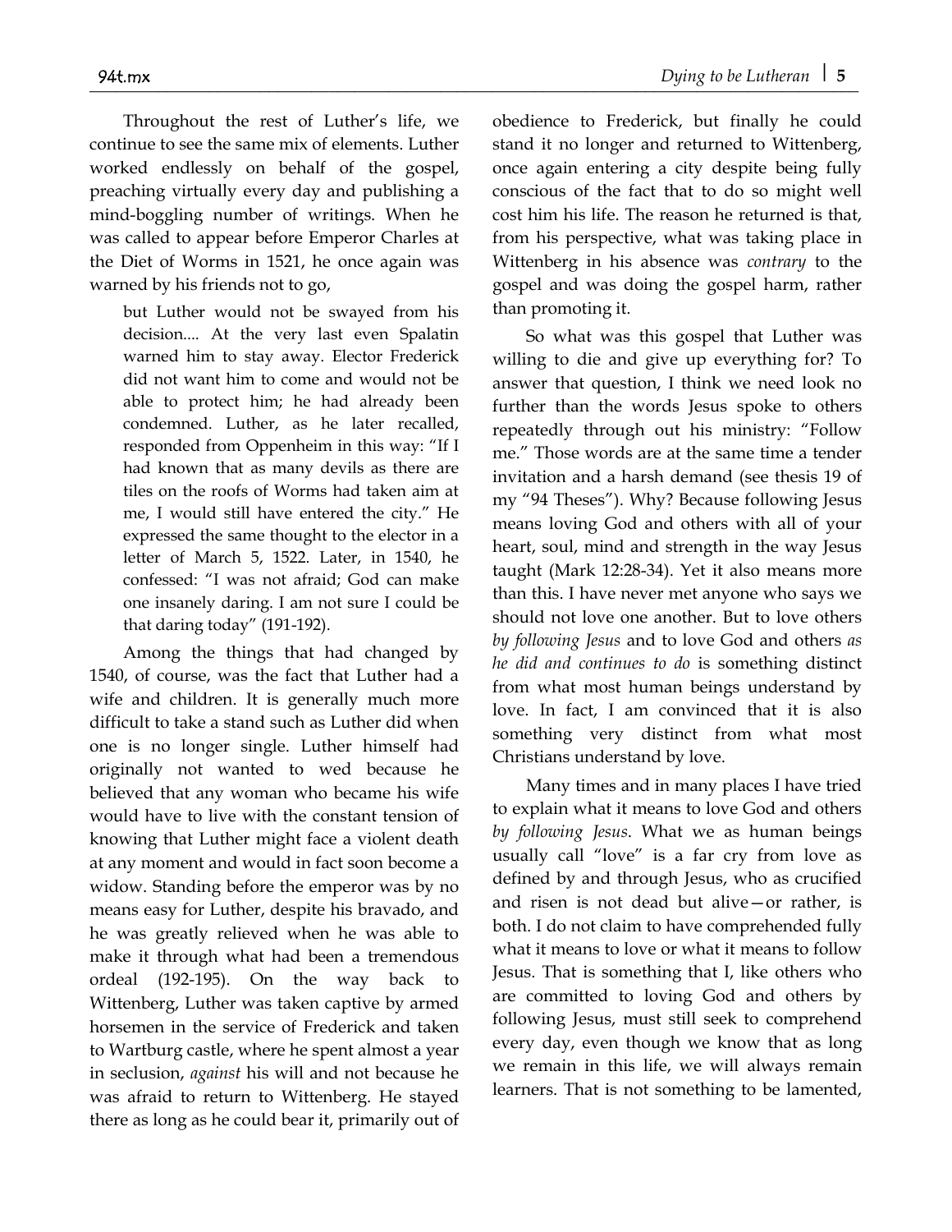Throughout the rest of Luther's life, we continue to see the same mix of elements. Luther worked endlessly on behalf of the gospel, preaching virtually every day and publishing a mind-boggling number of writings. When he was called to appear before Emperor Charles at the Diet of Worms in 1521, he once again was warned by his friends not to go,

> but Luther would not be swayed from his decision.... At the very last even Spalatin warned him to stay away. Elector Frederick did not want him to come and would not be able to protect him; he had already been condemned. Luther, as he later recalled, responded from Oppenheim in this way: "If I had known that as many devils as there are tiles on the roofs of Worms had taken aim at me, I would still have entered the city." He expressed the same thought to the elector in a letter of March 5, 1522. Later, in 1540, he confessed: "I was not afraid; God can make one insanely daring. I am not sure I could be that daring today" (191-192).

Among the things that had changed by 1540, of course, was the fact that Luther had a wife and children. It is generally much more difficult to take a stand such as Luther did when one is no longer single. Luther himself had originally not wanted to wed because he believed that any woman who became his wife would have to live with the constant tension of knowing that Luther might face a violent death at any moment and would in fact soon become a widow. Standing before the emperor was by no means easy for Luther, despite his bravado, and he was greatly relieved when he was able to make it through what had been a tremendous ordeal (192-195). On the way back to Wittenberg, Luther was taken captive by armed horsemen in the service of Frederick and taken to Wartburg castle, where he spent almost a year in seclusion, *against* his will and not because he was afraid to return to Wittenberg. He stayed there as long as he could bear it, primarily out of obedience to Frederick, but finally he could stand it no longer and returned to Wittenberg, once again entering a city despite being fully conscious of the fact that to do so might well cost him his life. The reason he returned is that, from his perspective, what was taking place in Wittenberg in his absence was *contrary* to the gospel and was doing the gospel harm, rather than promoting it.

So what was this gospel that Luther was willing to die and give up everything for? To answer that question, I think we need look no further than the words Jesus spoke to others repeatedly through out his ministry: "Follow me." Those words are at the same time a tender invitation and a harsh demand (see thesis 19 of my "94 Theses"). Why? Because following Jesus means loving God and others with all of your heart, soul, mind and strength in the way Jesus taught (Mark 12:28-34). Yet it also means more than this. I have never met anyone who says we should not love one another. But to love others *by following Jesus* and to love God and others *as he did and continues to do* is something distinct from what most human beings understand by love. In fact, I am convinced that it is also something very distinct from what most Christians understand by love.

Many times and in many places I have tried to explain what it means to love God and others *by following Jesus*. What we as human beings usually call "love" is a far cry from love as defined by and through Jesus, who as crucified and risen is not dead but alive—or rather, is both. I do not claim to have comprehended fully what it means to love or what it means to follow Jesus. That is something that I, like others who are committed to loving God and others by following Jesus, must still seek to comprehend every day, even though we know that as long we remain in this life, we will always remain learners. That is not something to be lamented,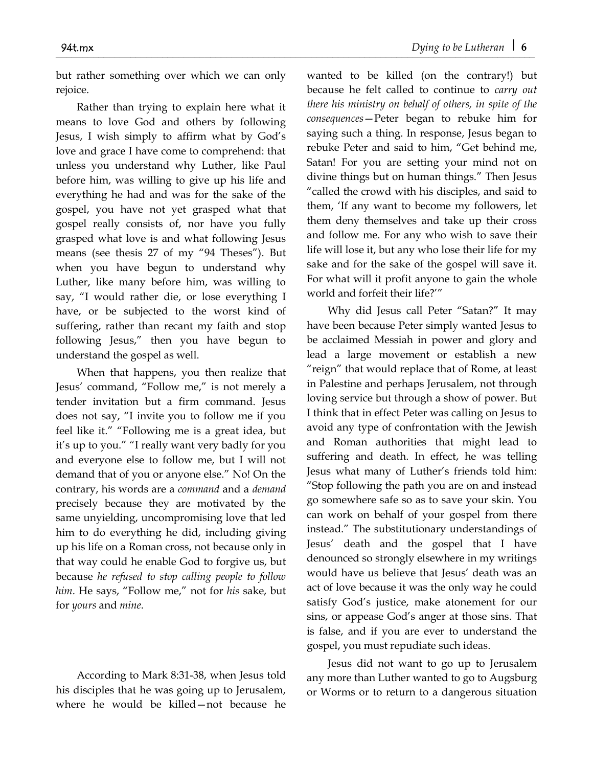but rather something over which we can only rejoice.

Rather than trying to explain here what it means to love God and others by following Jesus, I wish simply to affirm what by God's love and grace I have come to comprehend: that unless you understand why Luther, like Paul before him, was willing to give up his life and everything he had and was for the sake of the gospel, you have not yet grasped what that gospel really consists of, nor have you fully grasped what love is and what following Jesus means (see thesis 27 of my "94 Theses"). But when you have begun to understand why Luther, like many before him, was willing to say, "I would rather die, or lose everything I have, or be subjected to the worst kind of suffering, rather than recant my faith and stop following Jesus," then you have begun to understand the gospel as well.

When that happens, you then realize that Jesus' command, "Follow me," is not merely a tender invitation but a firm command. Jesus does not say, "I invite you to follow me if you feel like it." "Following me is a great idea, but it's up to you." "I really want very badly for you and everyone else to follow me, but I will not demand that of you or anyone else." No! On the contrary, his words are a *command* and a *demand* precisely because they are motivated by the same unyielding, uncompromising love that led him to do everything he did, including giving up his life on a Roman cross, not because only in that way could he enable God to forgive us, but because *he refused to stop calling people to follow him*. He says, "Follow me," not for *his* sake, but for *yours* and *mine*.

According to Mark 8:31-38, when Jesus told his disciples that he was going up to Jerusalem, where he would be killed—not because he wanted to be killed (on the contrary!) but because he felt called to continue to *carry out there his ministry on behalf of others, in spite of the consequences*—Peter began to rebuke him for saying such a thing. In response, Jesus began to rebuke Peter and said to him, "Get behind me, Satan! For you are setting your mind not on divine things but on human things." Then Jesus "called the crowd with his disciples, and said to them, 'If any want to become my followers, let them deny themselves and take up their cross and follow me. For any who wish to save their life will lose it, but any who lose their life for my sake and for the sake of the gospel will save it. For what will it profit anyone to gain the whole world and forfeit their life?'"

Why did Jesus call Peter "Satan?" It may have been because Peter simply wanted Jesus to be acclaimed Messiah in power and glory and lead a large movement or establish a new "reign" that would replace that of Rome, at least in Palestine and perhaps Jerusalem, not through loving service but through a show of power. But I think that in effect Peter was calling on Jesus to avoid any type of confrontation with the Jewish and Roman authorities that might lead to suffering and death. In effect, he was telling Jesus what many of Luther's friends told him: "Stop following the path you are on and instead go somewhere safe so as to save your skin. You can work on behalf of your gospel from there instead." The substitutionary understandings of Jesus' death and the gospel that I have denounced so strongly elsewhere in my writings would have us believe that Jesus' death was an act of love because it was the only way he could satisfy God's justice, make atonement for our sins, or appease God's anger at those sins. That is false, and if you are ever to understand the gospel, you must repudiate such ideas.

Jesus did not want to go up to Jerusalem any more than Luther wanted to go to Augsburg or Worms or to return to a dangerous situation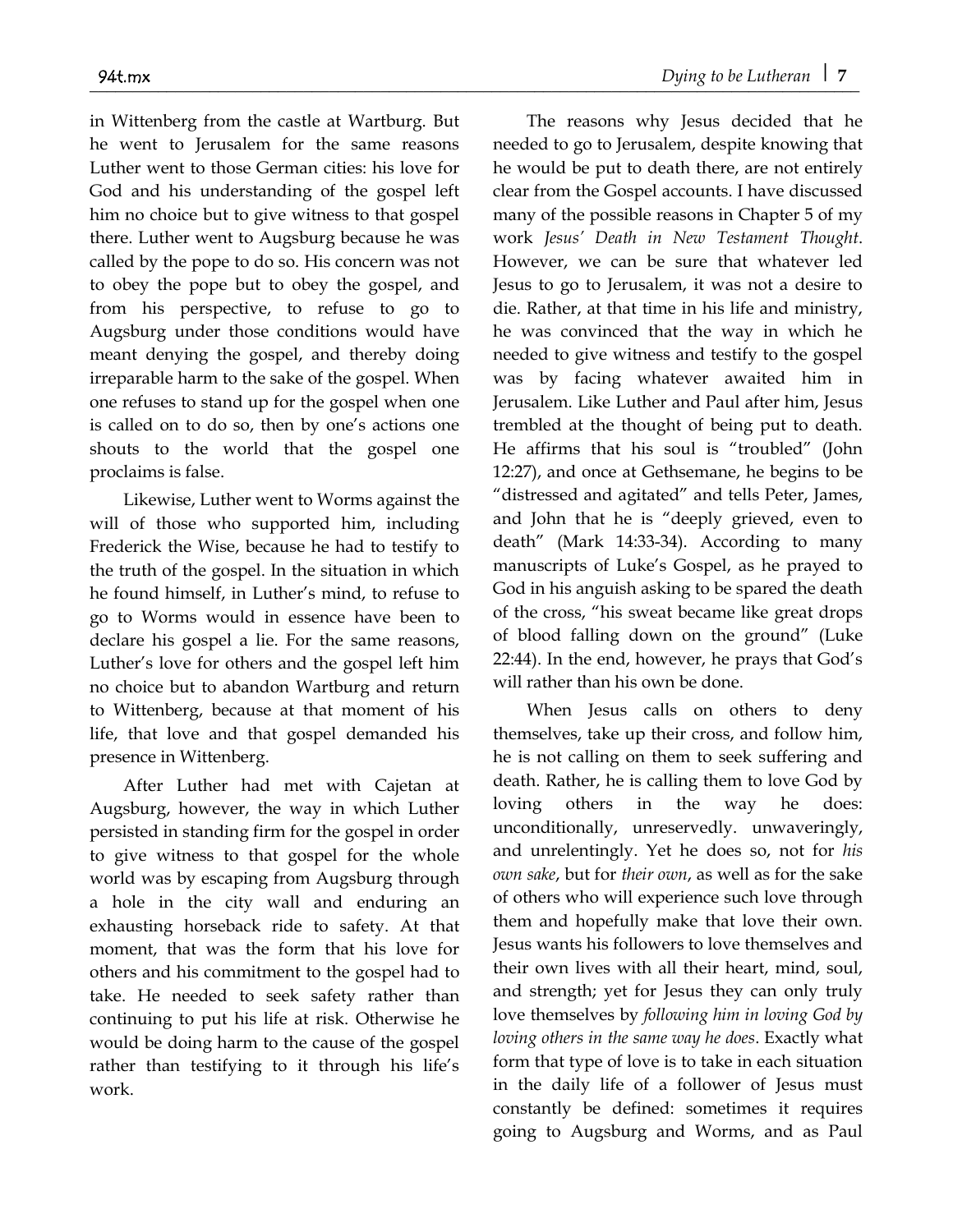in Wittenberg from the castle at Wartburg. But he went to Jerusalem for the same reasons Luther went to those German cities: his love for God and his understanding of the gospel left him no choice but to give witness to that gospel there. Luther went to Augsburg because he was called by the pope to do so. His concern was not to obey the pope but to obey the gospel, and from his perspective, to refuse to go to Augsburg under those conditions would have meant denying the gospel, and thereby doing irreparable harm to the sake of the gospel. When one refuses to stand up for the gospel when one is called on to do so, then by one's actions one shouts to the world that the gospel one proclaims is false.

Likewise, Luther went to Worms against the will of those who supported him, including Frederick the Wise, because he had to testify to the truth of the gospel. In the situation in which he found himself, in Luther's mind, to refuse to go to Worms would in essence have been to declare his gospel a lie. For the same reasons, Luther's love for others and the gospel left him no choice but to abandon Wartburg and return to Wittenberg, because at that moment of his life, that love and that gospel demanded his presence in Wittenberg.

After Luther had met with Cajetan at Augsburg, however, the way in which Luther persisted in standing firm for the gospel in order to give witness to that gospel for the whole world was by escaping from Augsburg through a hole in the city wall and enduring an exhausting horseback ride to safety. At that moment, that was the form that his love for others and his commitment to the gospel had to take. He needed to seek safety rather than continuing to put his life at risk. Otherwise he would be doing harm to the cause of the gospel rather than testifying to it through his life's work.

The reasons why Jesus decided that he needed to go to Jerusalem, despite knowing that he would be put to death there, are not entirely clear from the Gospel accounts. I have discussed many of the possible reasons in Chapter 5 of my work *Jesus' Death in New Testament Thought*. However, we can be sure that whatever led Jesus to go to Jerusalem, it was not a desire to die. Rather, at that time in his life and ministry, he was convinced that the way in which he needed to give witness and testify to the gospel was by facing whatever awaited him in Jerusalem. Like Luther and Paul after him, Jesus trembled at the thought of being put to death. He affirms that his soul is "troubled" (John 12:27), and once at Gethsemane, he begins to be "distressed and agitated" and tells Peter, James, and John that he is "deeply grieved, even to death" (Mark 14:33-34). According to many manuscripts of Luke's Gospel, as he prayed to God in his anguish asking to be spared the death of the cross, "his sweat became like great drops of blood falling down on the ground" (Luke 22:44). In the end, however, he prays that God's will rather than his own be done.

When Jesus calls on others to deny themselves, take up their cross, and follow him, he is not calling on them to seek suffering and death. Rather, he is calling them to love God by loving others in the way he does: unconditionally, unreservedly. unwaveringly, and unrelentingly. Yet he does so, not for *his own sake*, but for *their own*, as well as for the sake of others who will experience such love through them and hopefully make that love their own. Jesus wants his followers to love themselves and their own lives with all their heart, mind, soul, and strength; yet for Jesus they can only truly love themselves by *following him in loving God by loving others in the same way he does*. Exactly what form that type of love is to take in each situation in the daily life of a follower of Jesus must constantly be defined: sometimes it requires going to Augsburg and Worms, and as Paul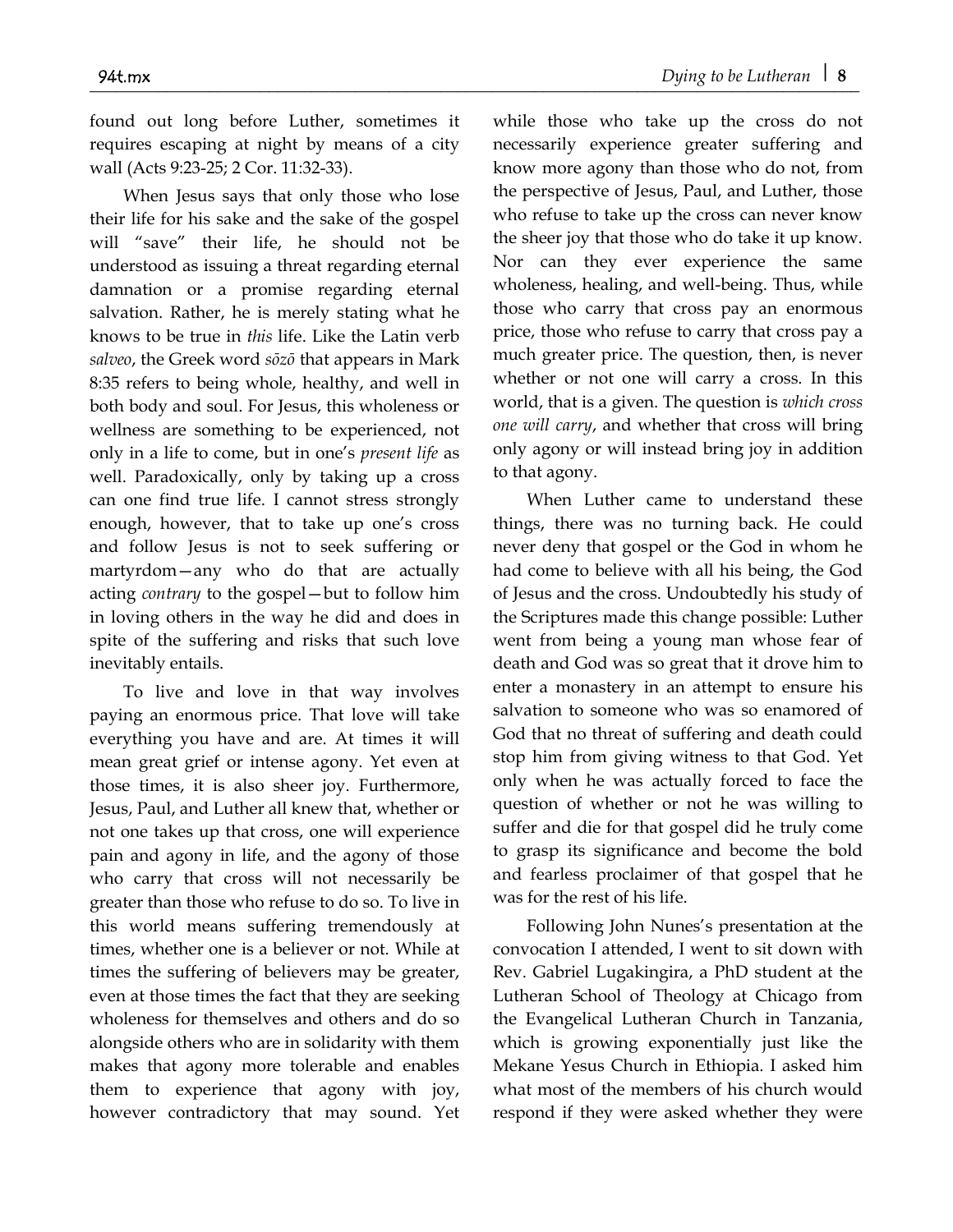found out long before Luther, sometimes it requires escaping at night by means of a city wall (Acts 9:23-25; 2 Cor. 11:32-33).

When Jesus says that only those who lose their life for his sake and the sake of the gospel will "save" their life, he should not be understood as issuing a threat regarding eternal damnation or a promise regarding eternal salvation. Rather, he is merely stating what he knows to be true in *this* life. Like the Latin verb *salveo*, the Greek word *sōzō* that appears in Mark 8:35 refers to being whole, healthy, and well in both body and soul. For Jesus, this wholeness or wellness are something to be experienced, not only in a life to come, but in one's *present life* as well. Paradoxically, only by taking up a cross can one find true life. I cannot stress strongly enough, however, that to take up one's cross and follow Jesus is not to seek suffering or martyrdom—any who do that are actually acting *contrary* to the gospel—but to follow him in loving others in the way he did and does in spite of the suffering and risks that such love inevitably entails.

To live and love in that way involves paying an enormous price. That love will take everything you have and are. At times it will mean great grief or intense agony. Yet even at those times, it is also sheer joy. Furthermore, Jesus, Paul, and Luther all knew that, whether or not one takes up that cross, one will experience pain and agony in life, and the agony of those who carry that cross will not necessarily be greater than those who refuse to do so. To live in this world means suffering tremendously at times, whether one is a believer or not. While at times the suffering of believers may be greater, even at those times the fact that they are seeking wholeness for themselves and others and do so alongside others who are in solidarity with them makes that agony more tolerable and enables them to experience that agony with joy, however contradictory that may sound. Yet while those who take up the cross do not necessarily experience greater suffering and know more agony than those who do not, from the perspective of Jesus, Paul, and Luther, those who refuse to take up the cross can never know the sheer joy that those who do take it up know. Nor can they ever experience the same wholeness, healing, and well-being. Thus, while those who carry that cross pay an enormous price, those who refuse to carry that cross pay a much greater price. The question, then, is never whether or not one will carry a cross. In this world, that is a given. The question is *which cross one will carry*, and whether that cross will bring only agony or will instead bring joy in addition to that agony.

When Luther came to understand these things, there was no turning back. He could never deny that gospel or the God in whom he had come to believe with all his being, the God of Jesus and the cross. Undoubtedly his study of the Scriptures made this change possible: Luther went from being a young man whose fear of death and God was so great that it drove him to enter a monastery in an attempt to ensure his salvation to someone who was so enamored of God that no threat of suffering and death could stop him from giving witness to that God. Yet only when he was actually forced to face the question of whether or not he was willing to suffer and die for that gospel did he truly come to grasp its significance and become the bold and fearless proclaimer of that gospel that he was for the rest of his life.

Following John Nunes's presentation at the convocation I attended, I went to sit down with Rev. Gabriel Lugakingira, a PhD student at the Lutheran School of Theology at Chicago from the Evangelical Lutheran Church in Tanzania, which is growing exponentially just like the Mekane Yesus Church in Ethiopia. I asked him what most of the members of his church would respond if they were asked whether they were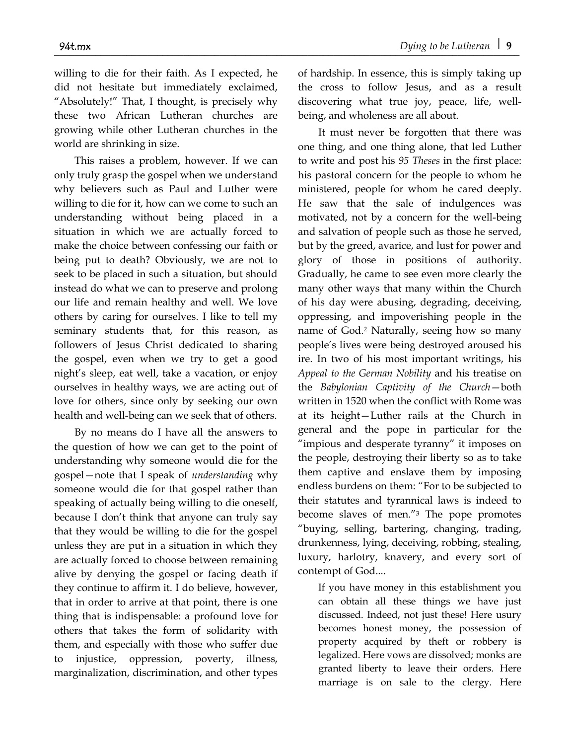willing to die for their faith. As I expected, he did not hesitate but immediately exclaimed, "Absolutely!" That, I thought, is precisely why these two African Lutheran churches are growing while other Lutheran churches in the world are shrinking in size.

This raises a problem, however. If we can only truly grasp the gospel when we understand why believers such as Paul and Luther were willing to die for it, how can we come to such an understanding without being placed in a situation in which we are actually forced to make the choice between confessing our faith or being put to death? Obviously, we are not to seek to be placed in such a situation, but should instead do what we can to preserve and prolong our life and remain healthy and well. We love others by caring for ourselves. I like to tell my seminary students that, for this reason, as followers of Jesus Christ dedicated to sharing the gospel, even when we try to get a good night's sleep, eat well, take a vacation, or enjoy ourselves in healthy ways, we are acting out of love for others, since only by seeking our own health and well-being can we seek that of others.

By no means do I have all the answers to the question of how we can get to the point of understanding why someone would die for the gospel—note that I speak of *understanding* why someone would die for that gospel rather than speaking of actually being willing to die oneself, because I don't think that anyone can truly say that they would be willing to die for the gospel unless they are put in a situation in which they are actually forced to choose between remaining alive by denying the gospel or facing death if they continue to affirm it. I do believe, however, that in order to arrive at that point, there is one thing that is indispensable: a profound love for others that takes the form of solidarity with them, and especially with those who suffer due to injustice, oppression, poverty, illness, marginalization, discrimination, and other types of hardship. In essence, this is simply taking up the cross to follow Jesus, and as a result discovering what true joy, peace, life, well-being, and wholeness are all about.

It must never be forgotten that there was one thing, and one thing alone, that led Luther to write and post his *95 Theses* in the first place: his pastoral concern for the people to whom he ministered, people for whom he cared deeply. He saw that the sale of indulgences was motivated, not by a concern for the well-being and salvation of people such as those he served, but by the greed, avarice, and lust for power and glory of those in positions of authority. Gradually, he came to see even more clearly the many other ways that many within the Church of his day were abusing, degrading, deceiving, oppressing, and impoverishing people in the name of God.[2] Naturally, seeing how so many people's lives were being destroyed aroused his ire. In two of his most important writings, his *Appeal to the German Nobility* and his treatise on the *Babylonian Captivity of the Church*—both written in 1520 when the conflict with Rome was at its height—Luther rails at the Church in general and the pope in particular for the "impious and desperate tyranny" it imposes on the people, destroying their liberty so as to take them captive and enslave them by imposing endless burdens on them: "For to be subjected to their statutes and tyrannical laws is indeed to become slaves of men."[3] The pope promotes "buying, selling, bartering, changing, trading, drunkenness, lying, deceiving, robbing, stealing, luxury, harlotry, knavery, and every sort of contempt of God....

> If you have money in this establishment you can obtain all these things we have just discussed. Indeed, not just these! Here usury becomes honest money, the possession of property acquired by theft or robbery is legalized. Here vows are dissolved; monks are granted liberty to leave their orders. Here marriage is on sale to the clergy. Here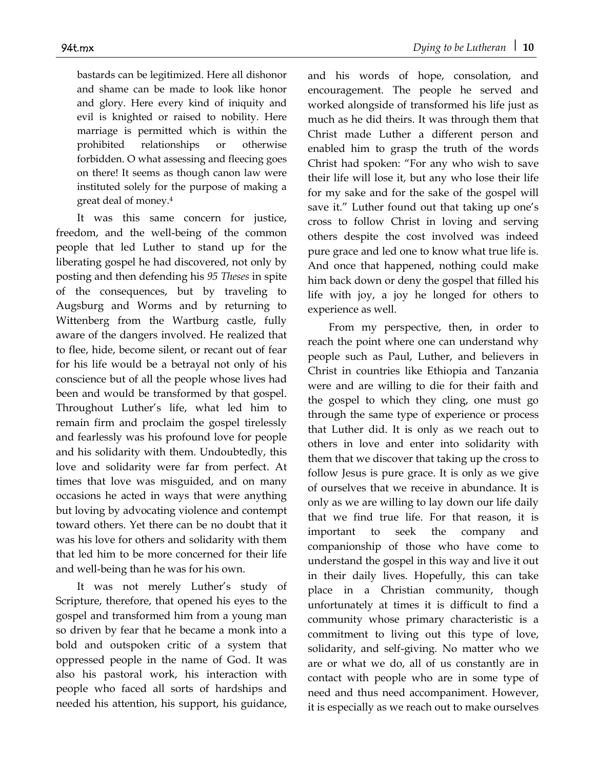> bastards can be legitimized. Here all dishonor and shame can be made to look like honor and glory. Here every kind of iniquity and evil is knighted or raised to nobility. Here marriage is permitted which is within the prohibited relationships or otherwise forbidden. O what assessing and fleecing goes on there! It seems as though canon law were instituted solely for the purpose of making a great deal of money.[4]

It was this same concern for justice, freedom, and the well-being of the common people that led Luther to stand up for the liberating gospel he had discovered, not only by posting and then defending his *95 Theses* in spite of the consequences, but by traveling to Augsburg and Worms and by returning to Wittenberg from the Wartburg castle, fully aware of the dangers involved. He realized that to flee, hide, become silent, or recant out of fear for his life would be a betrayal not only of his conscience but of all the people whose lives had been and would be transformed by that gospel. Throughout Luther's life, what led him to remain firm and proclaim the gospel tirelessly and fearlessly was his profound love for people and his solidarity with them. Undoubtedly, this love and solidarity were far from perfect. At times that love was misguided, and on many occasions he acted in ways that were anything but loving by advocating violence and contempt toward others. Yet there can be no doubt that it was his love for others and solidarity with them that led him to be more concerned for their life and well-being than he was for his own.

It was not merely Luther's study of Scripture, therefore, that opened his eyes to the gospel and transformed him from a young man so driven by fear that he became a monk into a bold and outspoken critic of a system that oppressed people in the name of God. It was also his pastoral work, his interaction with people who faced all sorts of hardships and needed his attention, his support, his guidance, and his words of hope, consolation, and encouragement. The people he served and worked alongside of transformed his life just as much as he did theirs. It was through them that Christ made Luther a different person and enabled him to grasp the truth of the words Christ had spoken: "For any who wish to save their life will lose it, but any who lose their life for my sake and for the sake of the gospel will save it." Luther found out that taking up one's cross to follow Christ in loving and serving others despite the cost involved was indeed pure grace and led one to know what true life is. And once that happened, nothing could make him back down or deny the gospel that filled his life with joy, a joy he longed for others to experience as well.

From my perspective, then, in order to reach the point where one can understand why people such as Paul, Luther, and believers in Christ in countries like Ethiopia and Tanzania were and are willing to die for their faith and the gospel to which they cling, one must go through the same type of experience or process that Luther did. It is only as we reach out to others in love and enter into solidarity with them that we discover that taking up the cross to follow Jesus is pure grace. It is only as we give of ourselves that we receive in abundance. It is only as we are willing to lay down our life daily that we find true life. For that reason, it is important to seek the company and companionship of those who have come to understand the gospel in this way and live it out in their daily lives. Hopefully, this can take place in a Christian community, though unfortunately at times it is difficult to find a community whose primary characteristic is a commitment to living out this type of love, solidarity, and self-giving. No matter who we are or what we do, all of us constantly are in contact with people who are in some type of need and thus need accompaniment. However, it is especially as we reach out to make ourselves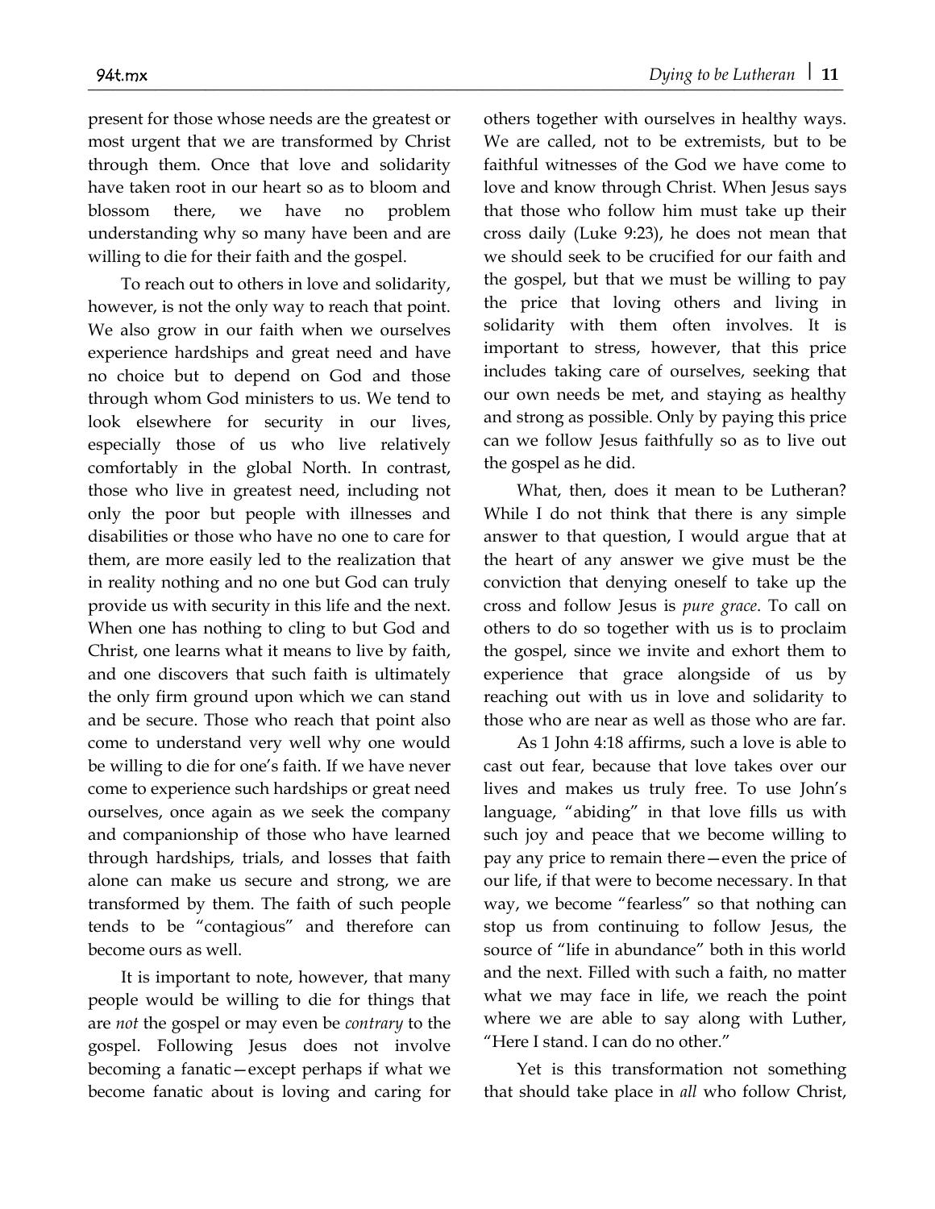present for those whose needs are the greatest or most urgent that we are transformed by Christ through them. Once that love and solidarity have taken root in our heart so as to bloom and blossom there, we have no problem understanding why so many have been and are willing to die for their faith and the gospel.

To reach out to others in love and solidarity, however, is not the only way to reach that point. We also grow in our faith when we ourselves experience hardships and great need and have no choice but to depend on God and those through whom God ministers to us. We tend to look elsewhere for security in our lives, especially those of us who live relatively comfortably in the global North. In contrast, those who live in greatest need, including not only the poor but people with illnesses and disabilities or those who have no one to care for them, are more easily led to the realization that in reality nothing and no one but God can truly provide us with security in this life and the next. When one has nothing to cling to but God and Christ, one learns what it means to live by faith, and one discovers that such faith is ultimately the only firm ground upon which we can stand and be secure. Those who reach that point also come to understand very well why one would be willing to die for one's faith. If we have never come to experience such hardships or great need ourselves, once again as we seek the company and companionship of those who have learned through hardships, trials, and losses that faith alone can make us secure and strong, we are transformed by them. The faith of such people tends to be "contagious" and therefore can become ours as well.

It is important to note, however, that many people would be willing to die for things that are *not* the gospel or may even be *contrary* to the gospel. Following Jesus does not involve becoming a fanatic—except perhaps if what we become fanatic about is loving and caring for others together with ourselves in healthy ways. We are called, not to be extremists, but to be faithful witnesses of the God we have come to love and know through Christ. When Jesus says that those who follow him must take up their cross daily (Luke 9:23), he does not mean that we should seek to be crucified for our faith and the gospel, but that we must be willing to pay the price that loving others and living in solidarity with them often involves. It is important to stress, however, that this price includes taking care of ourselves, seeking that our own needs be met, and staying as healthy and strong as possible. Only by paying this price can we follow Jesus faithfully so as to live out the gospel as he did.

What, then, does it mean to be Lutheran? While I do not think that there is any simple answer to that question, I would argue that at the heart of any answer we give must be the conviction that denying oneself to take up the cross and follow Jesus is *pure grace*. To call on others to do so together with us is to proclaim the gospel, since we invite and exhort them to experience that grace alongside of us by reaching out with us in love and solidarity to those who are near as well as those who are far.

As 1 John 4:18 affirms, such a love is able to cast out fear, because that love takes over our lives and makes us truly free. To use John's language, "abiding" in that love fills us with such joy and peace that we become willing to pay any price to remain there—even the price of our life, if that were to become necessary. In that way, we become "fearless" so that nothing can stop us from continuing to follow Jesus, the source of "life in abundance" both in this world and the next. Filled with such a faith, no matter what we may face in life, we reach the point where we are able to say along with Luther, "Here I stand. I can do no other."

Yet is this transformation not something that should take place in *all* who follow Christ,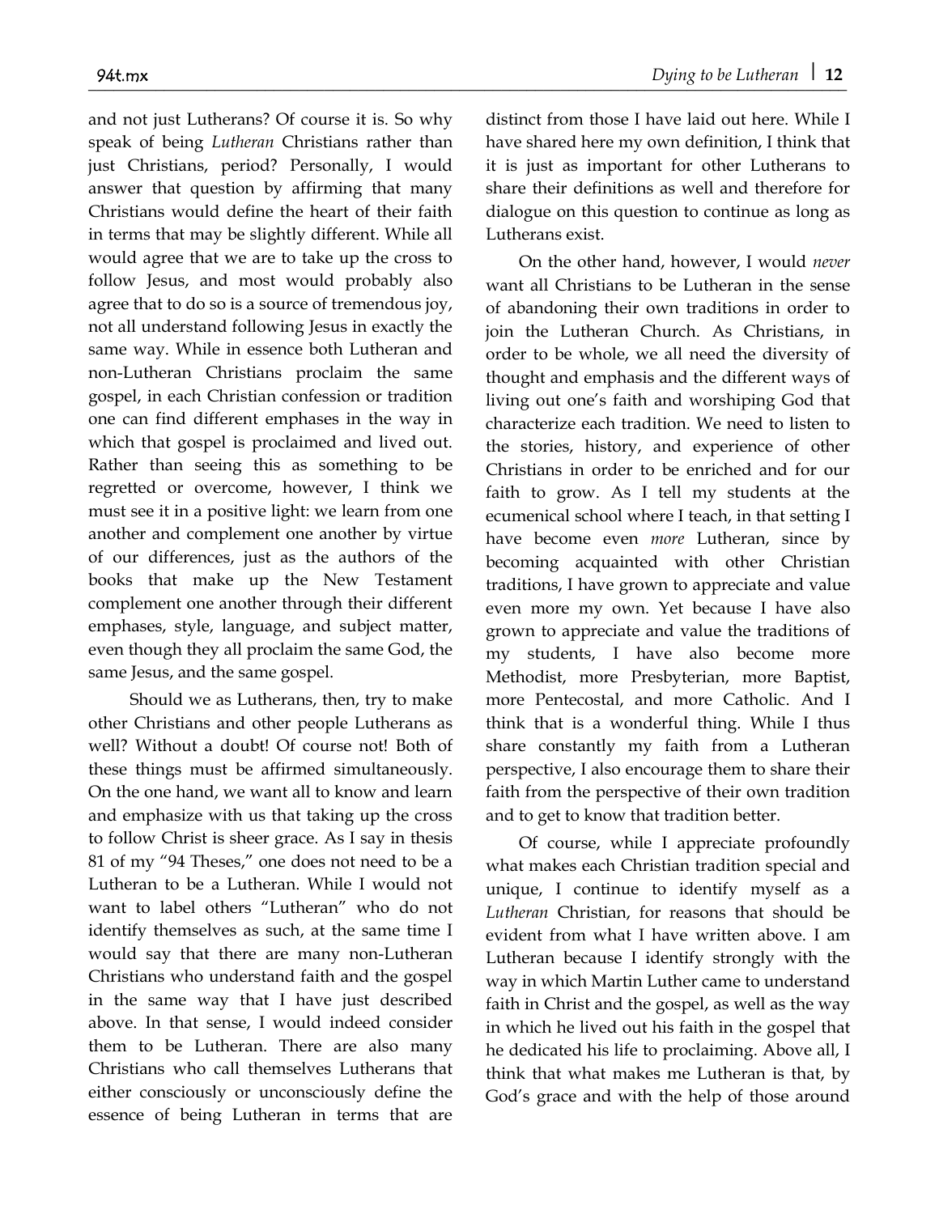and not just Lutherans? Of course it is. So why speak of being *Lutheran* Christians rather than just Christians, period? Personally, I would answer that question by affirming that many Christians would define the heart of their faith in terms that may be slightly different. While all would agree that we are to take up the cross to follow Jesus, and most would probably also agree that to do so is a source of tremendous joy, not all understand following Jesus in exactly the same way. While in essence both Lutheran and non-Lutheran Christians proclaim the same gospel, in each Christian confession or tradition one can find different emphases in the way in which that gospel is proclaimed and lived out. Rather than seeing this as something to be regretted or overcome, however, I think we must see it in a positive light: we learn from one another and complement one another by virtue of our differences, just as the authors of the books that make up the New Testament complement one another through their different emphases, style, language, and subject matter, even though they all proclaim the same God, the same Jesus, and the same gospel.

Should we as Lutherans, then, try to make other Christians and other people Lutherans as well? Without a doubt! Of course not! Both of these things must be affirmed simultaneously. On the one hand, we want all to know and learn and emphasize with us that taking up the cross to follow Christ is sheer grace. As I say in thesis 81 of my "94 Theses," one does not need to be a Lutheran to be a Lutheran. While I would not want to label others "Lutheran" who do not identify themselves as such, at the same time I would say that there are many non-Lutheran Christians who understand faith and the gospel in the same way that I have just described above. In that sense, I would indeed consider them to be Lutheran. There are also many Christians who call themselves Lutherans that either consciously or unconsciously define the essence of being Lutheran in terms that are distinct from those I have laid out here. While I have shared here my own definition, I think that it is just as important for other Lutherans to share their definitions as well and therefore for dialogue on this question to continue as long as Lutherans exist.

On the other hand, however, I would *never* want all Christians to be Lutheran in the sense of abandoning their own traditions in order to join the Lutheran Church. As Christians, in order to be whole, we all need the diversity of thought and emphasis and the different ways of living out one's faith and worshiping God that characterize each tradition. We need to listen to the stories, history, and experience of other Christians in order to be enriched and for our faith to grow. As I tell my students at the ecumenical school where I teach, in that setting I have become even *more* Lutheran, since by becoming acquainted with other Christian traditions, I have grown to appreciate and value even more my own. Yet because I have also grown to appreciate and value the traditions of my students, I have also become more Methodist, more Presbyterian, more Baptist, more Pentecostal, and more Catholic. And I think that is a wonderful thing. While I thus share constantly my faith from a Lutheran perspective, I also encourage them to share their faith from the perspective of their own tradition and to get to know that tradition better.

Of course, while I appreciate profoundly what makes each Christian tradition special and unique, I continue to identify myself as a *Lutheran* Christian, for reasons that should be evident from what I have written above. I am Lutheran because I identify strongly with the way in which Martin Luther came to understand faith in Christ and the gospel, as well as the way in which he lived out his faith in the gospel that he dedicated his life to proclaiming. Above all, I think that what makes me Lutheran is that, by God's grace and with the help of those around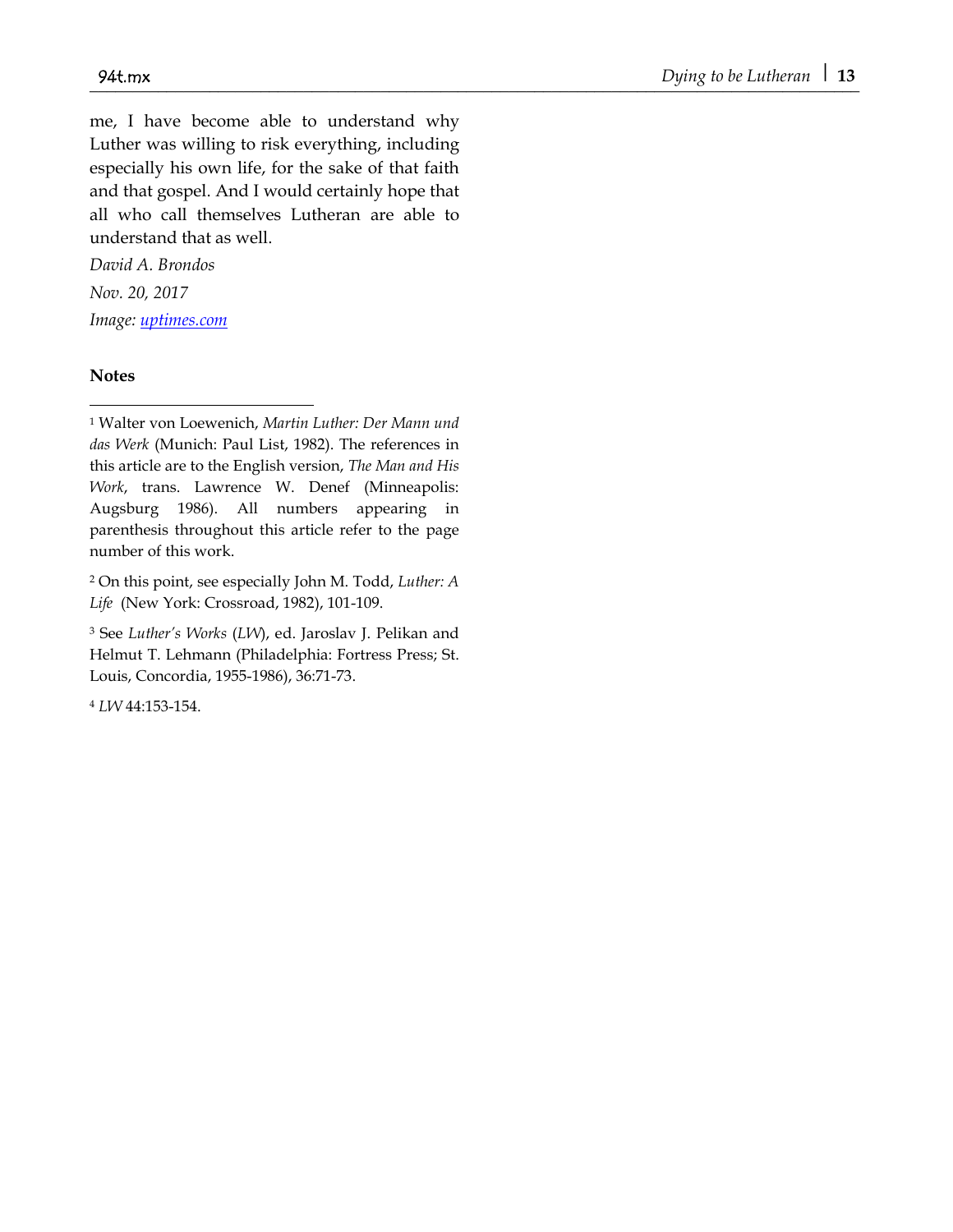me, I have become able to understand why Luther was willing to risk everything, including especially his own life, for the sake of that faith and that gospel. And I would certainly hope that all who call themselves Lutheran are able to understand that as well.

*David A. Brondos*

*Nov. 20, 2017*

*Image: [uptimes.com]*

**Notes**

---

[1] Walter von Loewenich, *Martin Luther: Der Mann und das Werk* (Munich: Paul List, 1982). The references in this article are to the English version, *The Man and His Work*, trans. Lawrence W. Denef (Minneapolis: Augsburg 1986). All numbers appearing in parenthesis throughout this article refer to the page number of this work.

[2] On this point, see especially John M. Todd, *Luther: A Life* (New York: Crossroad, 1982), 101-109.

[3] See *Luther's Works* (*LW*), ed. Jaroslav J. Pelikan and Helmut T. Lehmann (Philadelphia: Fortress Press; St. Louis, Concordia, 1955-1986), 36:71-73.

[4] *LW* 44:153-154.